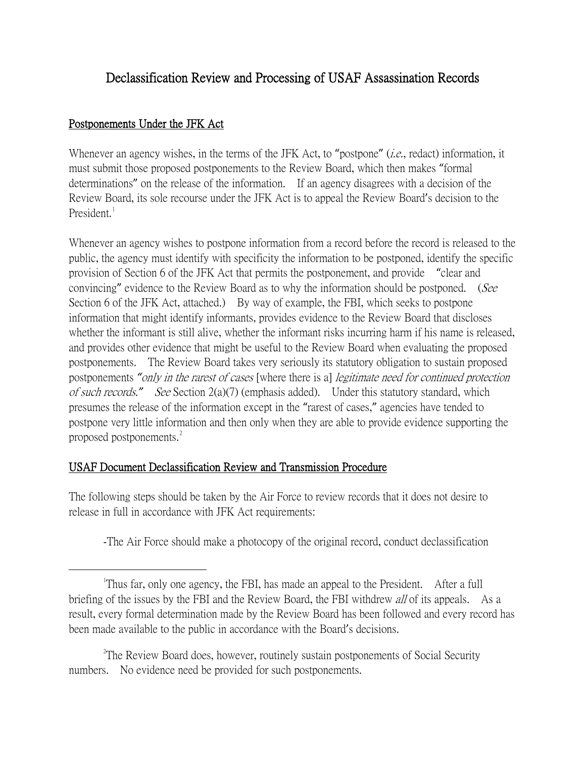# Declassification Review and Processing of USAF Assassination Records

## Postponements Under the JFK Act

Whenever an agency wishes, in the terms of the JFK Act, to "postpone" (*i.e.*, redact) information, it must submit those proposed postponements to the Review Board, which then makes "formal determinations" on the release of the information. If an agency disagrees with a decision of the Review Board, its sole recourse under the JFK Act is to appeal the Review Board's decision to the President.[1]

Whenever an agency wishes to postpone information from a record before the record is released to the public, the agency must identify with specificity the information to be postponed, identify the specific provision of Section 6 of the JFK Act that permits the postponement, and provide "clear and convincing" evidence to the Review Board as to why the information should be postponed. (*See* Section 6 of the JFK Act, attached.) By way of example, the FBI, which seeks to postpone information that might identify informants, provides evidence to the Review Board that discloses whether the informant is still alive, whether the informant risks incurring harm if his name is released, and provides other evidence that might be useful to the Review Board when evaluating the proposed postponements. The Review Board takes very seriously its statutory obligation to sustain proposed postponements *"only in the rarest of cases* [where there is a] *legitimate need for continued protection of such records." See* Section 2(a)(7) (emphasis added). Under this statutory standard, which presumes the release of the information except in the "rarest of cases," agencies have tended to postpone very little information and then only when they are able to provide evidence supporting the proposed postponements.[2]

## USAF Document Declassification Review and Transmission Procedure

The following steps should be taken by the Air Force to review records that it does not desire to release in full in accordance with JFK Act requirements:

-The Air Force should make a photocopy of the original record, conduct declassification

---

[1] Thus far, only one agency, the FBI, has made an appeal to the President. After a full briefing of the issues by the FBI and the Review Board, the FBI withdrew *all* of its appeals. As a result, every formal determination made by the Review Board has been followed and every record has been made available to the public in accordance with the Board's decisions.

[2] The Review Board does, however, routinely sustain postponements of Social Security numbers. No evidence need be provided for such postponements.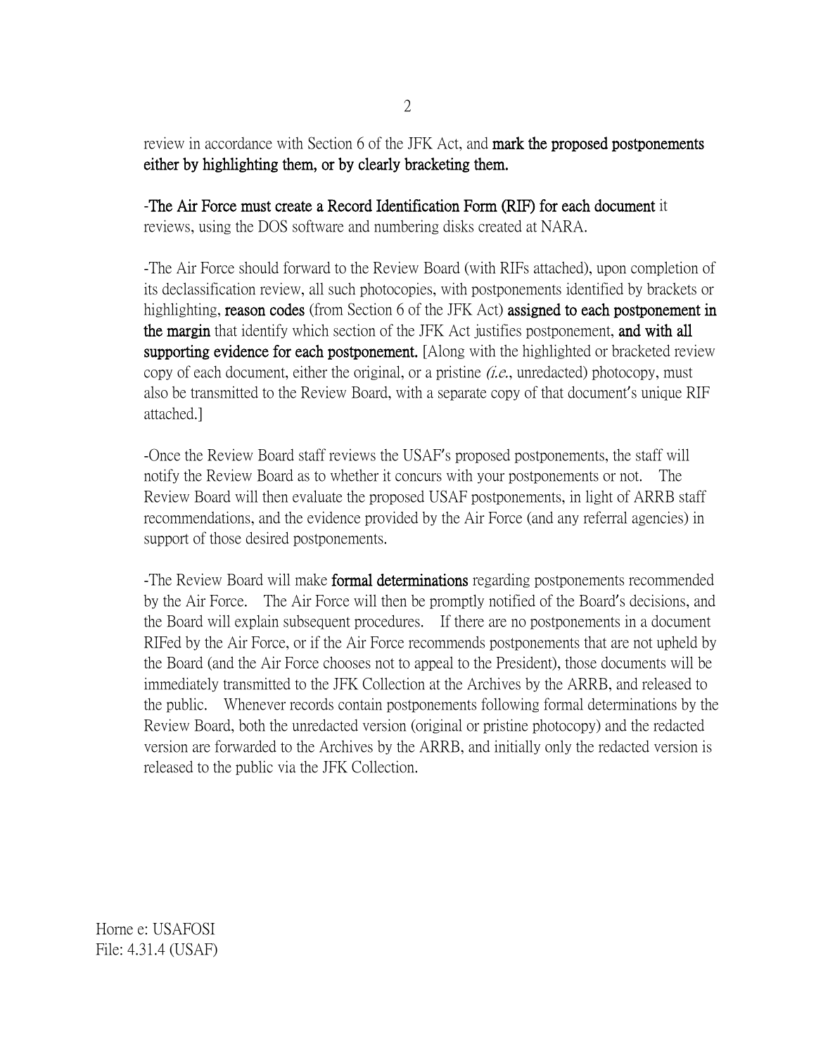review in accordance with Section 6 of the JFK Act, and **mark the proposed postponements either by highlighting them, or by clearly bracketing them.**

-**The Air Force must create a Record Identification Form (RIF) for each document** it reviews, using the DOS software and numbering disks created at NARA.

-The Air Force should forward to the Review Board (with RIFs attached), upon completion of its declassification review, all such photocopies, with postponements identified by brackets or highlighting, **reason codes** (from Section 6 of the JFK Act) **assigned to each postponement in the margin** that identify which section of the JFK Act justifies postponement, **and with all supporting evidence for each postponement.** [Along with the highlighted or bracketed review copy of each document, either the original, or a pristine *(i.e.*, unredacted) photocopy, must also be transmitted to the Review Board, with a separate copy of that document's unique RIF attached.]

-Once the Review Board staff reviews the USAF's proposed postponements, the staff will notify the Review Board as to whether it concurs with your postponements or not. The Review Board will then evaluate the proposed USAF postponements, in light of ARRB staff recommendations, and the evidence provided by the Air Force (and any referral agencies) in support of those desired postponements.

-The Review Board will make **formal determinations** regarding postponements recommended by the Air Force. The Air Force will then be promptly notified of the Board's decisions, and the Board will explain subsequent procedures. If there are no postponements in a document RIFed by the Air Force, or if the Air Force recommends postponements that are not upheld by the Board (and the Air Force chooses not to appeal to the President), those documents will be immediately transmitted to the JFK Collection at the Archives by the ARRB, and released to the public. Whenever records contain postponements following formal determinations by the Review Board, both the unredacted version (original or pristine photocopy) and the redacted version are forwarded to the Archives by the ARRB, and initially only the redacted version is released to the public via the JFK Collection.

Horne e: USAFOSI
File: 4.31.4 (USAF)